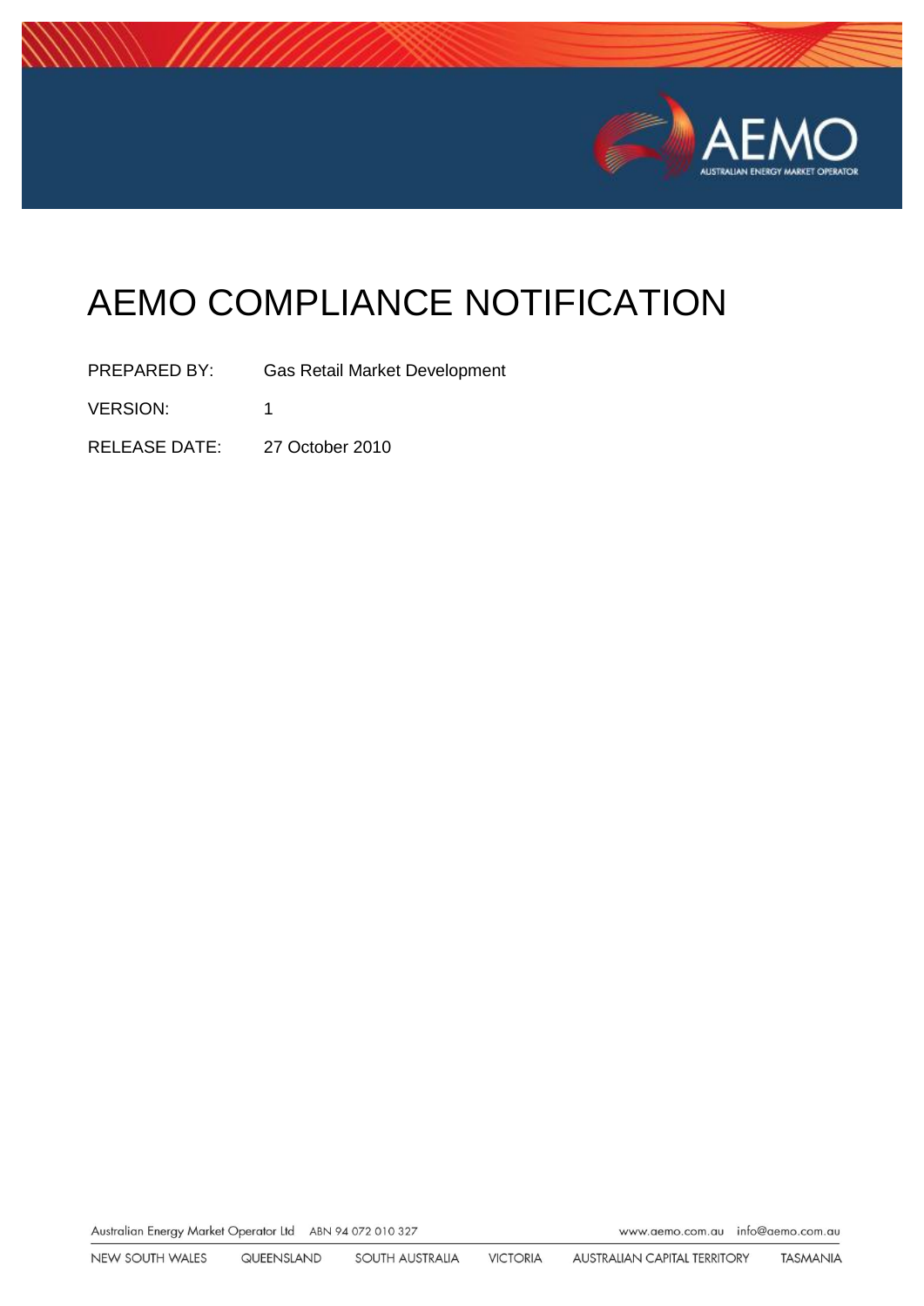# AEMO COMPLIANCE NOTIFICATION

PREPARED BY: Gas Retail Market Development

VERSION: 1

RELEASE DATE: 27 October 2010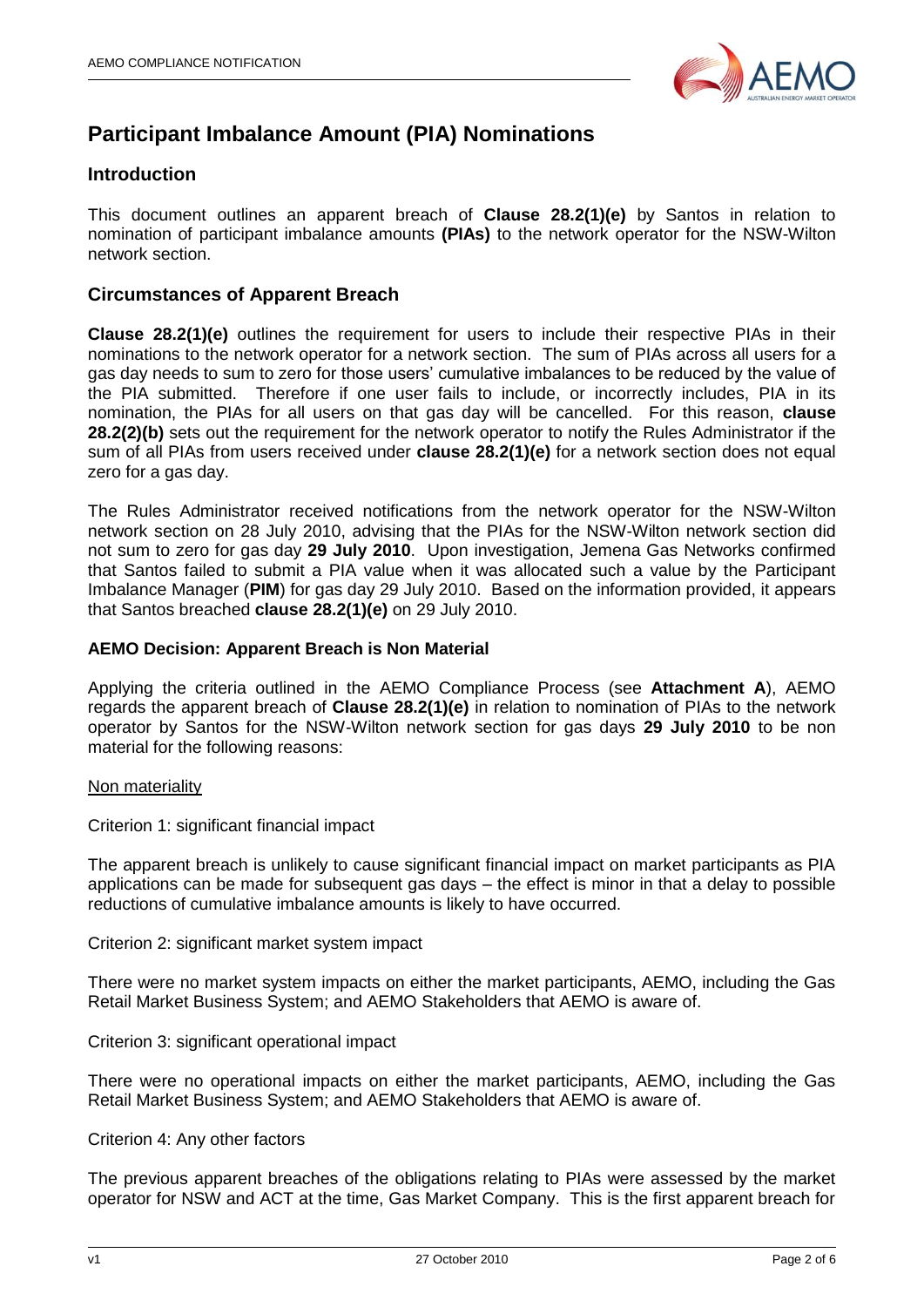# Participant Imbalance Amount (PIA) Nominations

## Introduction

This document outlines an apparent breach of **Clause 28.2(1)(e)** by Santos in relation to nomination of participant imbalance amounts **(PIAs)** to the network operator for the NSW-Wilton network section.

## Circumstances of Apparent Breach

**Clause 28.2(1)(e)** outlines the requirement for users to include their respective PIAs in their nominations to the network operator for a network section. The sum of PIAs across all users for a gas day needs to sum to zero for those users' cumulative imbalances to be reduced by the value of the PIA submitted. Therefore if one user fails to include, or incorrectly includes, PIA in its nomination, the PIAs for all users on that gas day will be cancelled. For this reason, **clause 28.2(2)(b)** sets out the requirement for the network operator to notify the Rules Administrator if the sum of all PIAs from users received under **clause 28.2(1)(e)** for a network section does not equal zero for a gas day.

The Rules Administrator received notifications from the network operator for the NSW-Wilton network section on 28 July 2010, advising that the PIAs for the NSW-Wilton network section did not sum to zero for gas day **29 July 2010**. Upon investigation, Jemena Gas Networks confirmed that Santos failed to submit a PIA value when it was allocated such a value by the Participant Imbalance Manager (**PIM**) for gas day 29 July 2010. Based on the information provided, it appears that Santos breached **clause 28.2(1)(e)** on 29 July 2010.

### AEMO Decision: Apparent Breach is Non Material

Applying the criteria outlined in the AEMO Compliance Process (see **Attachment A**), AEMO regards the apparent breach of **Clause 28.2(1)(e)** in relation to nomination of PIAs to the network operator by Santos for the NSW-Wilton network section for gas days **29 July 2010** to be non material for the following reasons:

<u>Non materiality</u>

Criterion 1: significant financial impact

The apparent breach is unlikely to cause significant financial impact on market participants as PIA applications can be made for subsequent gas days – the effect is minor in that a delay to possible reductions of cumulative imbalance amounts is likely to have occurred.

Criterion 2: significant market system impact

There were no market system impacts on either the market participants, AEMO, including the Gas Retail Market Business System; and AEMO Stakeholders that AEMO is aware of.

Criterion 3: significant operational impact

There were no operational impacts on either the market participants, AEMO, including the Gas Retail Market Business System; and AEMO Stakeholders that AEMO is aware of.

Criterion 4: Any other factors

The previous apparent breaches of the obligations relating to PIAs were assessed by the market operator for NSW and ACT at the time, Gas Market Company. This is the first apparent breach for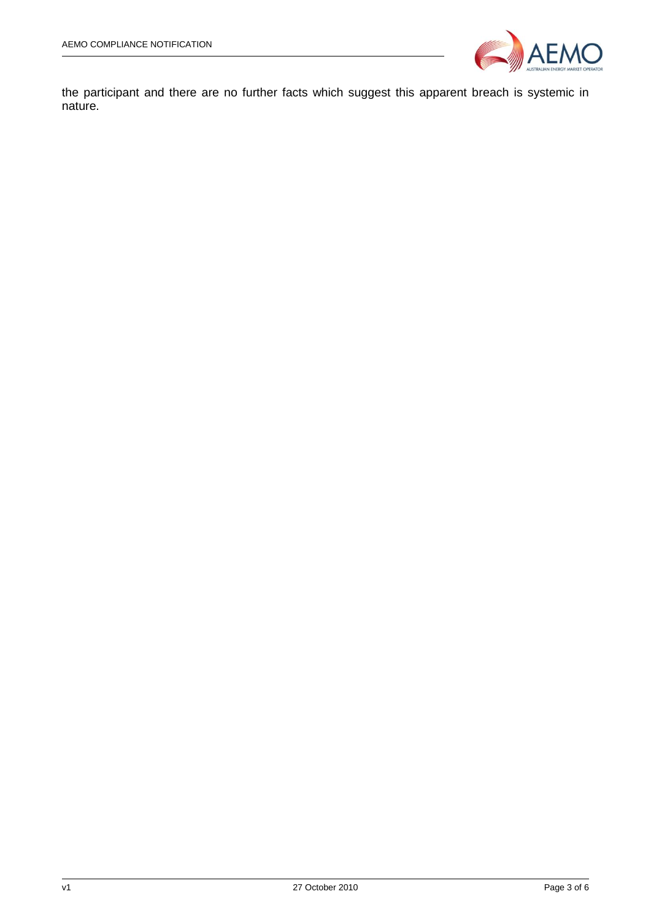the participant and there are no further facts which suggest this apparent breach is systemic in nature.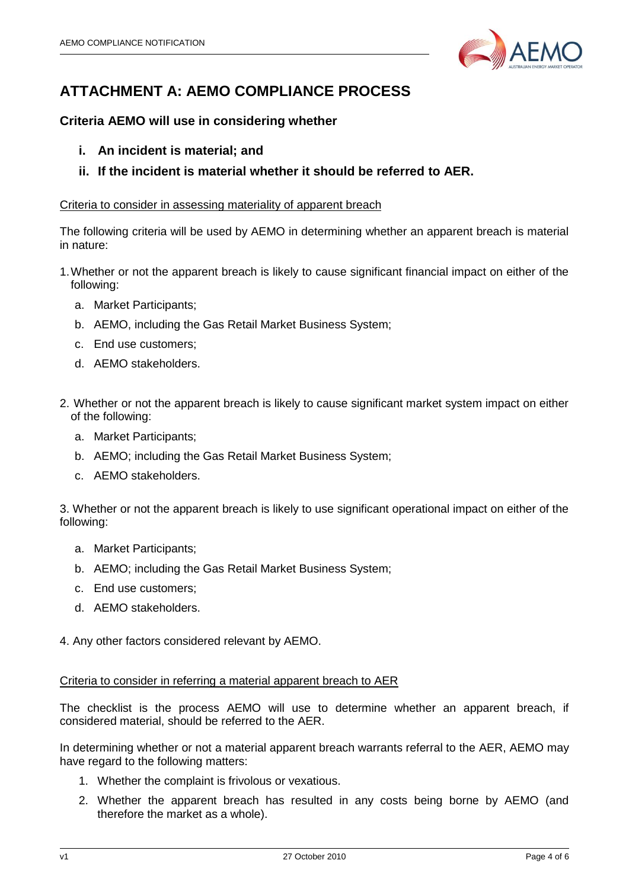# ATTACHMENT A: AEMO COMPLIANCE PROCESS

### Criteria AEMO will use in considering whether

- **i. An incident is material; and**
- **ii. If the incident is material whether it should be referred to AER.**

<u>Criteria to consider in assessing materiality of apparent breach</u>

The following criteria will be used by AEMO in determining whether an apparent breach is material in nature:

1. Whether or not the apparent breach is likely to cause significant financial impact on either of the following:
   - a. Market Participants;
   - b. AEMO, including the Gas Retail Market Business System;
   - c. End use customers;
   - d. AEMO stakeholders.

2. Whether or not the apparent breach is likely to cause significant market system impact on either of the following:
   - a. Market Participants;
   - b. AEMO; including the Gas Retail Market Business System;
   - c. AEMO stakeholders.

3. Whether or not the apparent breach is likely to use significant operational impact on either of the following:
   - a. Market Participants;
   - b. AEMO; including the Gas Retail Market Business System;
   - c. End use customers;
   - d. AEMO stakeholders.

4. Any other factors considered relevant by AEMO.

<u>Criteria to consider in referring a material apparent breach to AER</u>

The checklist is the process AEMO will use to determine whether an apparent breach, if considered material, should be referred to the AER.

In determining whether or not a material apparent breach warrants referral to the AER, AEMO may have regard to the following matters:

1. Whether the complaint is frivolous or vexatious.
2. Whether the apparent breach has resulted in any costs being borne by AEMO (and therefore the market as a whole).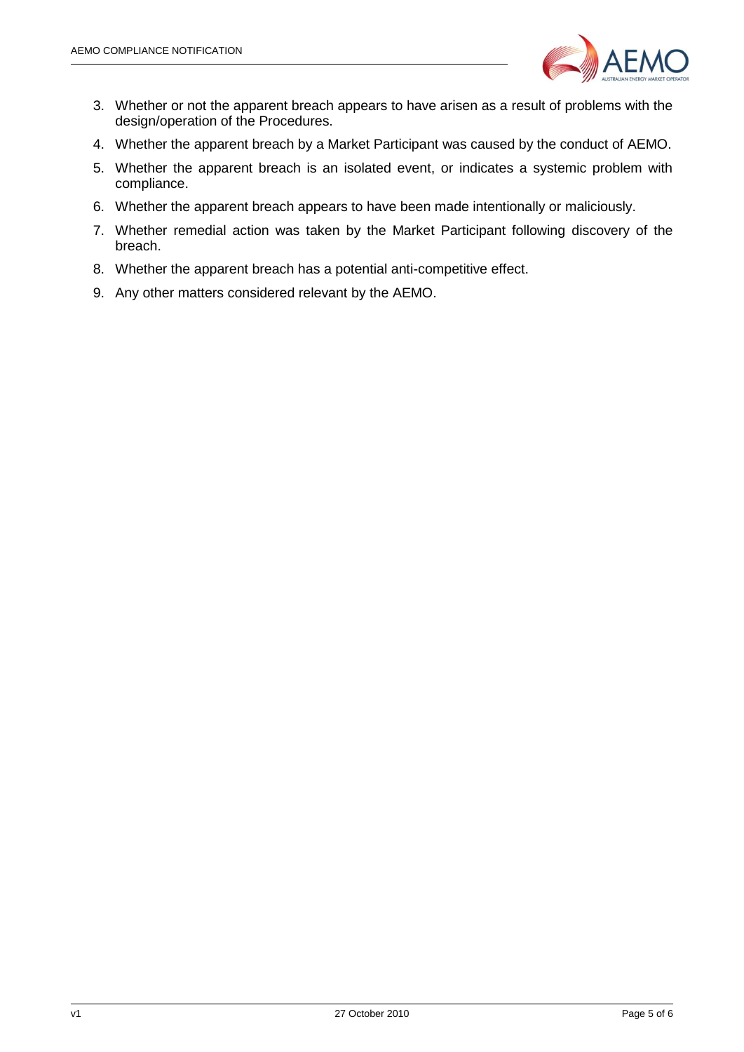3. Whether or not the apparent breach appears to have arisen as a result of problems with the design/operation of the Procedures.
4. Whether the apparent breach by a Market Participant was caused by the conduct of AEMO.
5. Whether the apparent breach is an isolated event, or indicates a systemic problem with compliance.
6. Whether the apparent breach appears to have been made intentionally or maliciously.
7. Whether remedial action was taken by the Market Participant following discovery of the breach.
8. Whether the apparent breach has a potential anti-competitive effect.
9. Any other matters considered relevant by the AEMO.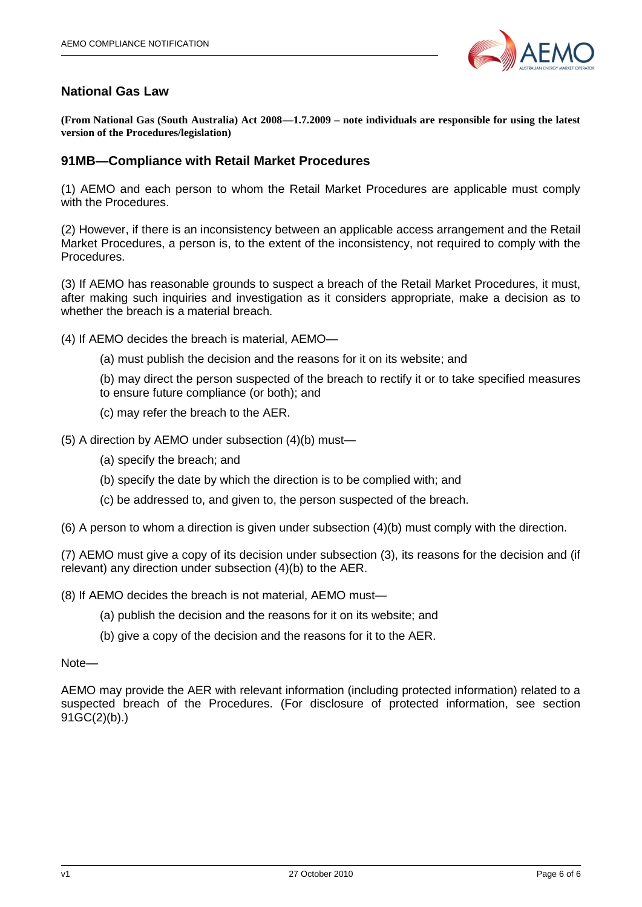## National Gas Law

**(From National Gas (South Australia) Act 2008—1.7.2009 – note individuals are responsible for using the latest version of the Procedures/legislation)**

## 91MB—Compliance with Retail Market Procedures

(1) AEMO and each person to whom the Retail Market Procedures are applicable must comply with the Procedures.

(2) However, if there is an inconsistency between an applicable access arrangement and the Retail Market Procedures, a person is, to the extent of the inconsistency, not required to comply with the Procedures.

(3) If AEMO has reasonable grounds to suspect a breach of the Retail Market Procedures, it must, after making such inquiries and investigation as it considers appropriate, make a decision as to whether the breach is a material breach.

(4) If AEMO decides the breach is material, AEMO—

(a) must publish the decision and the reasons for it on its website; and

(b) may direct the person suspected of the breach to rectify it or to take specified measures to ensure future compliance (or both); and

(c) may refer the breach to the AER.

(5) A direction by AEMO under subsection (4)(b) must—

(a) specify the breach; and

(b) specify the date by which the direction is to be complied with; and

(c) be addressed to, and given to, the person suspected of the breach.

(6) A person to whom a direction is given under subsection (4)(b) must comply with the direction.

(7) AEMO must give a copy of its decision under subsection (3), its reasons for the decision and (if relevant) any direction under subsection (4)(b) to the AER.

(8) If AEMO decides the breach is not material, AEMO must—

(a) publish the decision and the reasons for it on its website; and

(b) give a copy of the decision and the reasons for it to the AER.

Note—

AEMO may provide the AER with relevant information (including protected information) related to a suspected breach of the Procedures. (For disclosure of protected information, see section 91GC(2)(b).)